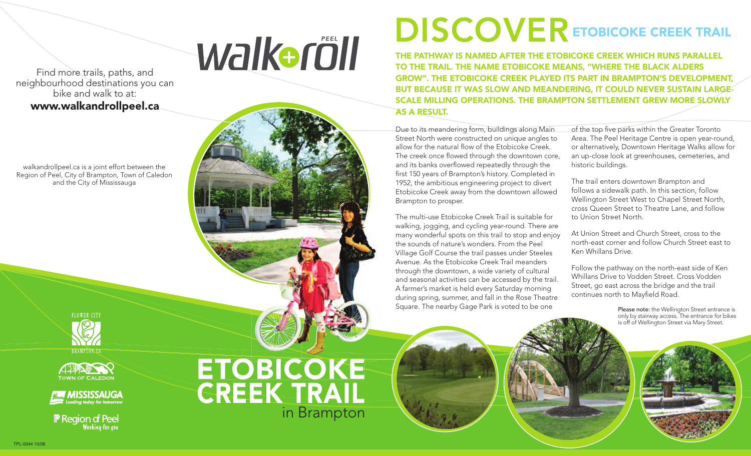Find more trails, paths, and neighbourhood destinations you can bike and walk to at:

**www.walkandrollpeel.ca**

walkandrollpeel.ca is a joint effort between the Region of Peel, City of Brampton, Town of Caledon and the City of Mississauga

PEEL walk+roll

# ETOBICOKE CREEK TRAIL in Brampton

# DISCOVER ETOBICOKE CREEK TRAIL

**THE PATHWAY IS NAMED AFTER THE ETOBICOKE CREEK WHICH RUNS PARALLEL TO THE TRAIL. THE NAME ETOBICOKE MEANS, "WHERE THE BLACK ALDERS GROW". THE ETOBICOKE CREEK PLAYED ITS PART IN BRAMPTON'S DEVELOPMENT, BUT BECAUSE IT WAS SLOW AND MEANDERING, IT COULD NEVER SUSTAIN LARGE-SCALE MILLING OPERATIONS. THE BRAMPTON SETTLEMENT GREW MORE SLOWLY AS A RESULT.**

Due to its meandering form, buildings along Main Street North were constructed on unique angles to allow for the natural flow of the Etobicoke Creek. The creek once flowed through the downtown core, and its banks overflowed repeatedly through the first 150 years of Brampton's history. Completed in 1952, the ambitious engineering project to divert Etobicoke Creek away from the downtown allowed Brampton to prosper.

The multi-use Etobicoke Creek Trail is suitable for walking, jogging, and cycling year-round. There are many wonderful spots on this trail to stop and enjoy the sounds of nature's wonders. From the Peel Village Golf Course the trail passes under Steeles Avenue. As the Etobicoke Creek Trail meanders through the downtown, a wide variety of cultural and seasonal activities can be accessed by the trail. A farmer's market is held every Saturday morning during spring, summer, and fall in the Rose Theatre Square. The nearby Gage Park is voted to be one of the top five parks within the Greater Toronto Area. The Peel Heritage Centre is open year-round, or alternatively, Downtown Heritage Walks allow for an up-close look at greenhouses, cemeteries, and historic buildings.

The trail enters downtown Brampton and follows a sidewalk path. In this section, follow Wellington Street West to Chapel Street North, cross Queen Street to Theatre Lane, and follow to Union Street North.

At Union Street and Church Street, cross to the north-east corner and follow Church Street east to Ken Whillans Drive.

Follow the pathway on the north-east side of Ken Whillans Drive to Vodden Street. Cross Vodden Street, go east across the bridge and the trail continues north to Mayfield Road.

**Please note:** the Wellington Street entrance is only by stairway access. The entrance for bikes is off of Wellington Street via Mary Street.

FLOWER CITY BRAMPTON.CA

TOWN OF CALEDON

MISSISSAUGA *Leading today for tomorrow*

Region of Peel *Working for you*

TPL-0044 10/06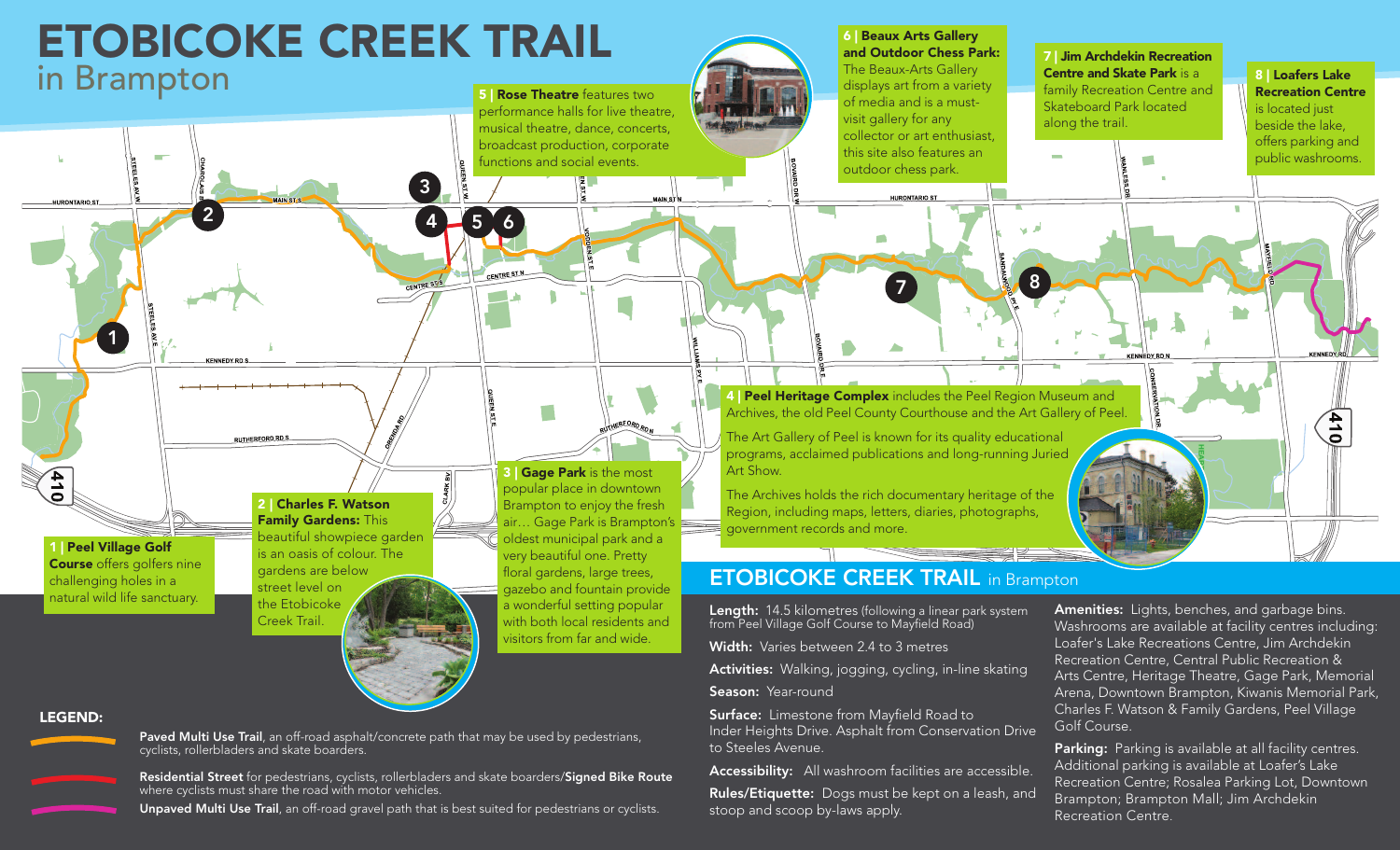# ETOBICOKE CREEK TRAIL
## in Brampton

**1 | Peel Village Golf Course** offers golfers nine challenging holes in a natural wild life sanctuary.

**2 | Charles F. Watson Family Gardens:** This beautiful showpiece garden is an oasis of colour. The gardens are below street level on the Etobicoke Creek Trail.

**3 | Gage Park** is the most popular place in downtown Brampton to enjoy the fresh air… Gage Park is Brampton's oldest municipal park and a very beautiful one. Pretty floral gardens, large trees, gazebo and fountain provide a wonderful setting popular with both local residents and visitors from far and wide.

**4 | Peel Heritage Complex** includes the Peel Region Museum and Archives, the old Peel County Courthouse and the Art Gallery of Peel.

The Art Gallery of Peel is known for its quality educational programs, acclaimed publications and long-running Juried Art Show.

The Archives holds the rich documentary heritage of the Region, including maps, letters, diaries, photographs, government records and more.

**5 | Rose Theatre** features two performance halls for live theatre, musical theatre, dance, concerts, broadcast production, corporate functions and social events.

**6 | Beaux Arts Gallery and Outdoor Chess Park:** The Beaux-Arts Gallery displays art from a variety of media and is a must-visit gallery for any collector or art enthusiast, this site also features an outdoor chess park.

**7 | Jim Archdekin Recreation Centre and Skate Park** is a family Recreation Centre and Skateboard Park located along the trail.

**8 | Loafers Lake Recreation Centre** is located just beside the lake, offers parking and public washrooms.

HURONTARIO ST
MAIN ST S
MAIN ST N
CENTRE ST S
CENTRE ST N
KENNEDY RD S
KENNEDY RD N
RUTHERFORD RD S
RUTHERFORD RD N
STEELES AVE
CHAROLAIS BLVD
QUEEN ST W
QUEEN ST E
MCMURCHY AVE
VODDEN ST E
WILLIAMS PKY E
BOVAIRD DR W
BOVAIRD DR E
SANDALWOOD PKY E
MANSLESS DR
CONSERVATION DR
MAYFIELD RD
CLARK BLV
GREENHA RD
410

## LEGEND:

**Paved Multi Use Trail**, an off-road asphalt/concrete path that may be used by pedestrians, cyclists, rollerbladers and skate boarders.

**Residential Street** for pedestrians, cyclists, rollerbladers and skate boarders/**Signed Bike Route** where cyclists must share the road with motor vehicles.

**Unpaved Multi Use Trail**, an off-road gravel path that is best suited for pedestrians or cyclists.

## ETOBICOKE CREEK TRAIL in Brampton

**Length:** 14.5 kilometres (following a linear park system from Peel Village Golf Course to Mayfield Road)

**Width:** Varies between 2.4 to 3 metres

**Activities:** Walking, jogging, cycling, in-line skating

**Season:** Year-round

**Surface:** Limestone from Mayfield Road to Inder Heights Drive. Asphalt from Conservation Drive to Steeles Avenue.

**Accessibility:** All washroom facilities are accessible.

**Rules/Etiquette:** Dogs must be kept on a leash, and stoop and scoop by-laws apply.

**Amenities:** Lights, benches, and garbage bins. Washrooms are available at facility centres including: Loafer's Lake Recreations Centre, Jim Archdekin Recreation Centre, Central Public Recreation & Arts Centre, Heritage Theatre, Gage Park, Memorial Arena, Downtown Brampton, Kiwanis Memorial Park, Charles F. Watson & Family Gardens, Peel Village Golf Course.

**Parking:** Parking is available at all facility centres. Additional parking is available at Loafer's Lake Recreation Centre; Rosalea Parking Lot, Downtown Brampton; Brampton Mall; Jim Archdekin Recreation Centre.